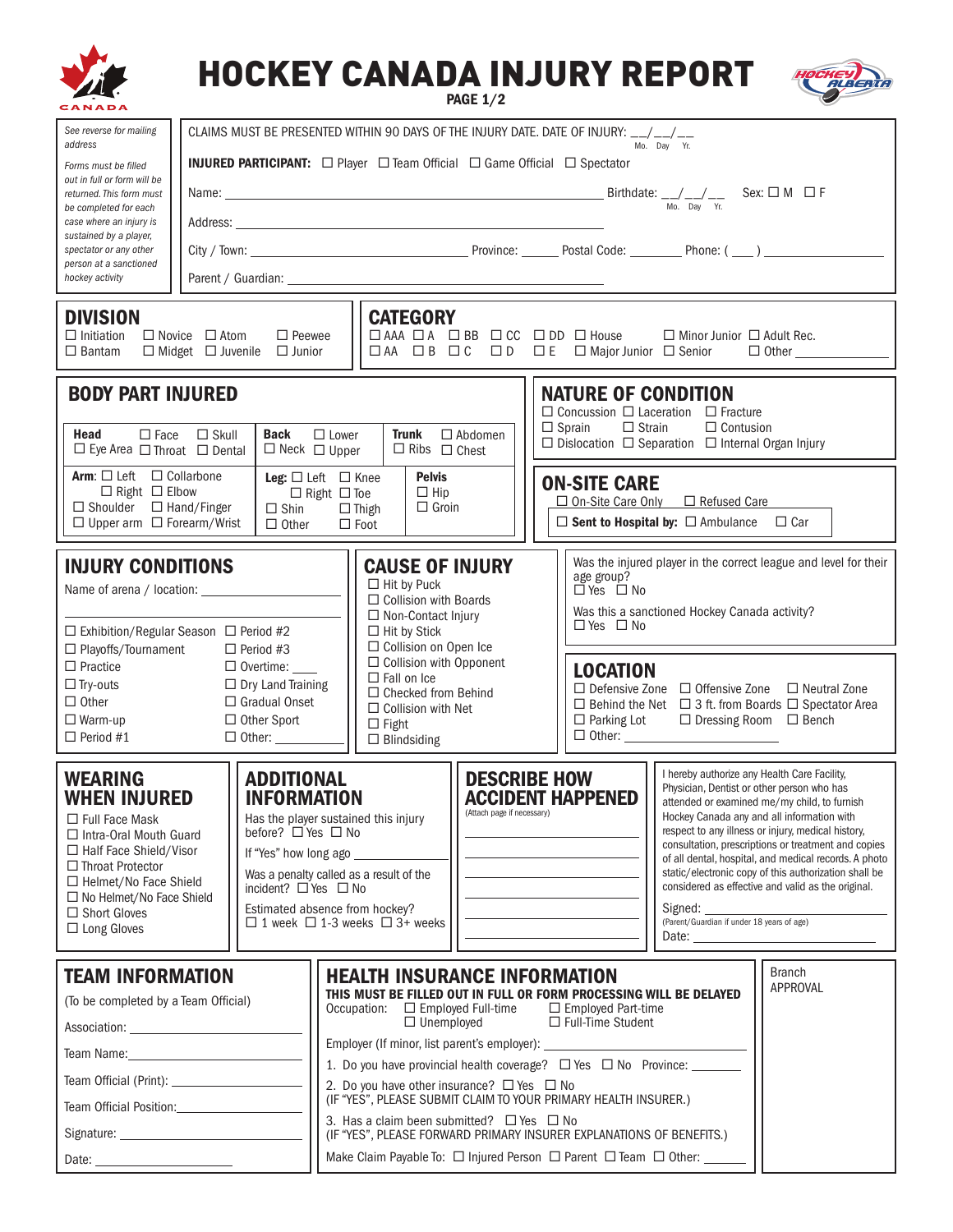# HOCKEY CANADA INJURY REPORT

PAGE 1/2

*See reverse for mailing address*

*Forms must be filled out in full or form will be returned. This form must be completed for each case where an injury is sustained by a player, spectator or any other person at a sanctioned hockey activity*

CLAIMS MUST BE PRESENTED WITHIN 90 DAYS OF THE INJURY DATE. DATE OF INJURY: __/__/__ (Mo. Day Yr.)

**INJURED PARTICIPANT:** ☐ Player ☐ Team Official ☐ Game Official ☐ Spectator

Name: ______________________ Birthdate: __/__/__ (Mo. Day Yr.) Sex: ☐ M ☐ F

Address: ______________________

City / Town: ______________ Province: ______ Postal Code: ________ Phone: ( ___ ) ____________

Parent / Guardian: ______________________

## DIVISION

☐ Initiation ☐ Novice ☐ Atom ☐ Peewee
☐ Bantam ☐ Midget ☐ Juvenile ☐ Junior

## CATEGORY

☐ AAA ☐ A ☐ BB ☐ CC ☐ DD ☐ House ☐ Minor Junior ☐ Adult Rec.
☐ AA ☐ B ☐ C ☐ D ☐ E ☐ Major Junior ☐ Senior ☐ Other ____________

## BODY PART INJURED

**Head** ☐ Face ☐ Skull ☐ Eye Area ☐ Throat ☐ Dental

**Back** ☐ Lower ☐ Neck ☐ Upper

**Trunk** ☐ Abdomen ☐ Ribs ☐ Chest

**Arm:** ☐ Left ☐ Right ☐ Collarbone ☐ Elbow ☐ Shoulder ☐ Hand/Finger ☐ Upper arm ☐ Forearm/Wrist

**Leg:** ☐ Left ☐ Right ☐ Knee ☐ Toe ☐ Shin ☐ Thigh ☐ Other ☐ Foot

**Pelvis** ☐ Hip ☐ Groin

## NATURE OF CONDITION

☐ Concussion ☐ Laceration ☐ Fracture
☐ Sprain ☐ Strain ☐ Contusion
☐ Dislocation ☐ Separation ☐ Internal Organ Injury

## ON-SITE CARE

☐ On-Site Care Only ☐ Refused Care

☐ **Sent to Hospital by:** ☐ Ambulance ☐ Car

## INJURY CONDITIONS

Name of arena / location: ______________________

______________________

☐ Exhibition/Regular Season ☐ Period #2
☐ Playoffs/Tournament ☐ Period #3
☐ Practice ☐ Overtime: ____
☐ Try-outs ☐ Dry Land Training
☐ Other ☐ Gradual Onset
☐ Warm-up ☐ Other Sport
☐ Period #1 ☐ Other: ________

## CAUSE OF INJURY

☐ Hit by Puck
☐ Collision with Boards
☐ Non-Contact Injury
☐ Hit by Stick
☐ Collision on Open Ice
☐ Collision with Opponent
☐ Fall on Ice
☐ Checked from Behind
☐ Collision with Net
☐ Fight
☐ Blindsiding

Was the injured player in the correct league and level for their age group?
☐ Yes ☐ No

Was this a sanctioned Hockey Canada activity?
☐ Yes ☐ No

## LOCATION

☐ Defensive Zone ☐ Offensive Zone ☐ Neutral Zone
☐ Behind the Net ☐ 3 ft. from Boards ☐ Spectator Area
☐ Parking Lot ☐ Dressing Room ☐ Bench
☐ Other: ______________

## WEARING WHEN INJURED

☐ Full Face Mask
☐ Intra-Oral Mouth Guard
☐ Half Face Shield/Visor
☐ Throat Protector
☐ Helmet/No Face Shield
☐ No Helmet/No Face Shield
☐ Short Gloves
☐ Long Gloves

## ADDITIONAL INFORMATION

Has the player sustained this injury before? ☐ Yes ☐ No

If "Yes" how long ago ____________

Was a penalty called as a result of the incident? ☐ Yes ☐ No

Estimated absence from hockey?
☐ 1 week ☐ 1-3 weeks ☐ 3+ weeks

## DESCRIBE HOW ACCIDENT HAPPENED

(Attach page if necessary)

______________________

______________________

______________________

______________________

______________________

I hereby authorize any Health Care Facility, Physician, Dentist or other person who has attended or examined me/my child, to furnish Hockey Canada any and all information with respect to any illness or injury, medical history, consultation, prescriptions or treatment and copies of all dental, hospital, and medical records. A photo static/electronic copy of this authorization shall be considered as effective and valid as the original.

Signed: ______________________
(Parent/Guardian if under 18 years of age)

Date: ______________________

## TEAM INFORMATION

(To be completed by a Team Official)

Association: ______________________

Team Name: ______________________

Team Official (Print): ______________________

Team Official Position: ______________________

Signature: ______________________

Date: ______________________

## HEALTH INSURANCE INFORMATION

**THIS MUST BE FILLED OUT IN FULL OR FORM PROCESSING WILL BE DELAYED**

Occupation: ☐ Employed Full-time ☐ Employed Part-time ☐ Unemployed ☐ Full-Time Student

Employer (If minor, list parent's employer): ______________________

1. Do you have provincial health coverage? ☐ Yes ☐ No Province: _______
2. Do you have other insurance? ☐ Yes ☐ No (IF "YES", PLEASE SUBMIT CLAIM TO YOUR PRIMARY HEALTH INSURER.)
3. Has a claim been submitted? ☐ Yes ☐ No (IF "YES", PLEASE FORWARD PRIMARY INSURER EXPLANATIONS OF BENEFITS.)

Make Claim Payable To: ☐ Injured Person ☐ Parent ☐ Team ☐ Other: ______

Branch APPROVAL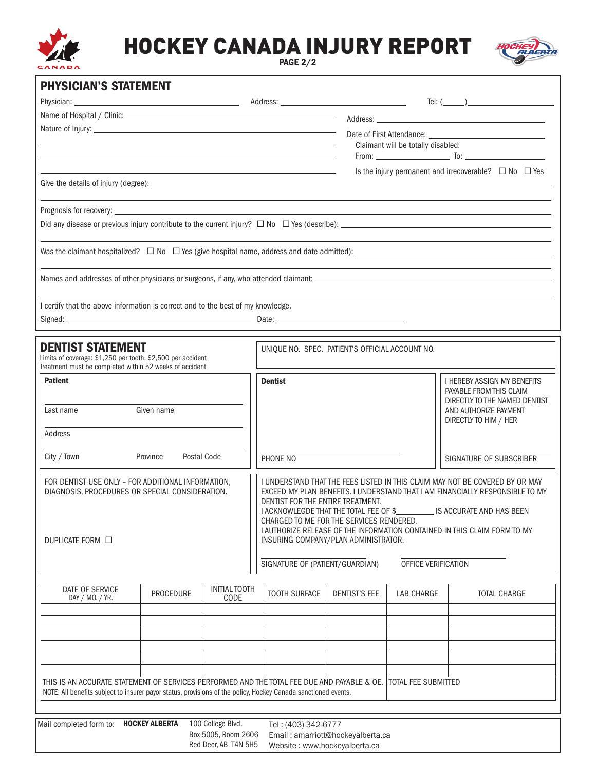# HOCKEY CANADA INJURY REPORT

PAGE 2/2

## PHYSICIAN'S STATEMENT

Physician: ______________________ Address: ______________________ Tel: (____) ______________

Name of Hospital / Clinic: ______________________ Address: ______________________

Nature of Injury: ______________________

Date of First Attendance: ______________________

Claimant will be totally disabled:
From: ______________ To: ______________

Is the injury permanent and irrecoverable? ☐ No ☐ Yes

Give the details of injury (degree): ______________________

Prognosis for recovery: ______________________

Did any disease or previous injury contribute to the current injury? ☐ No ☐ Yes (describe): ______________________

Was the claimant hospitalized? ☐ No ☐ Yes (give hospital name, address and date admitted): ______________________

Names and addresses of other physicians or surgeons, if any, who attended claimant: ______________________

I certify that the above information is correct and to the best of my knowledge,

Signed: ______________________ Date: ______________________

## DENTIST STATEMENT

Limits of coverage: $1,250 per tooth, $2,500 per accident
Treatment must be completed within 52 weeks of accident

UNIQUE NO. SPEC. PATIENT'S OFFICIAL ACCOUNT NO.

**Patient**

______________________
Last name Given name

______________________
Address

______________________
City / Town Province Postal Code

**Dentist**

______________________
PHONE NO

I HEREBY ASSIGN MY BENEFITS PAYABLE FROM THIS CLAIM DIRECTLY TO THE NAMED DENTIST AND AUTHORIZE PAYMENT DIRECTLY TO HIM / HER

______________________
SIGNATURE OF SUBSCRIBER

FOR DENTIST USE ONLY – FOR ADDITIONAL INFORMATION, DIAGNOSIS, PROCEDURES OR SPECIAL CONSIDERATION.

DUPLICATE FORM ☐

I UNDERSTAND THAT THE FEES LISTED IN THIS CLAIM MAY NOT BE COVERED BY OR MAY EXCEED MY PLAN BENEFITS. I UNDERSTAND THAT I AM FINANCIALLY RESPONSIBLE TO MY DENTIST FOR THE ENTIRE TREATMENT.
I ACKNOWLEGDE THAT THE TOTAL FEE OF $__________ IS ACCURATE AND HAS BEEN CHARGED TO ME FOR THE SERVICES RENDERED.
I AUTHORIZE RELEASE OF THE INFORMATION CONTAINED IN THIS CLAIM FORM TO MY INSURING COMPANY/PLAN ADMINISTRATOR.

______________________ ______________________
SIGNATURE OF (PATIENT/GUARDIAN) OFFICE VERIFICATION

| DATE OF SERVICE DAY / MO. / YR. | PROCEDURE | INITIAL TOOTH CODE | TOOTH SURFACE | DENTIST'S FEE | LAB CHARGE | TOTAL CHARGE |
|---|---|---|---|---|---|---|
| | | | | | | |
| | | | | | | |
| | | | | | | |
| | | | | | | |
| | | | | | | |
| | | | | | | |

THIS IS AN ACCURATE STATEMENT OF SERVICES PERFORMED AND THE TOTAL FEE DUE AND PAYABLE & OE. | TOTAL FEE SUBMITTED

NOTE: All benefits subject to insurer payor status, provisions of the policy, Hockey Canada sanctioned events.

Mail completed form to: **HOCKEY ALBERTA**
100 College Blvd.
Box 5005, Room 2606
Red Deer, AB T4N 5H5

Tel : (403) 342-6777
Email : amarriott@hockeyalberta.ca
Website : www.hockeyalberta.ca